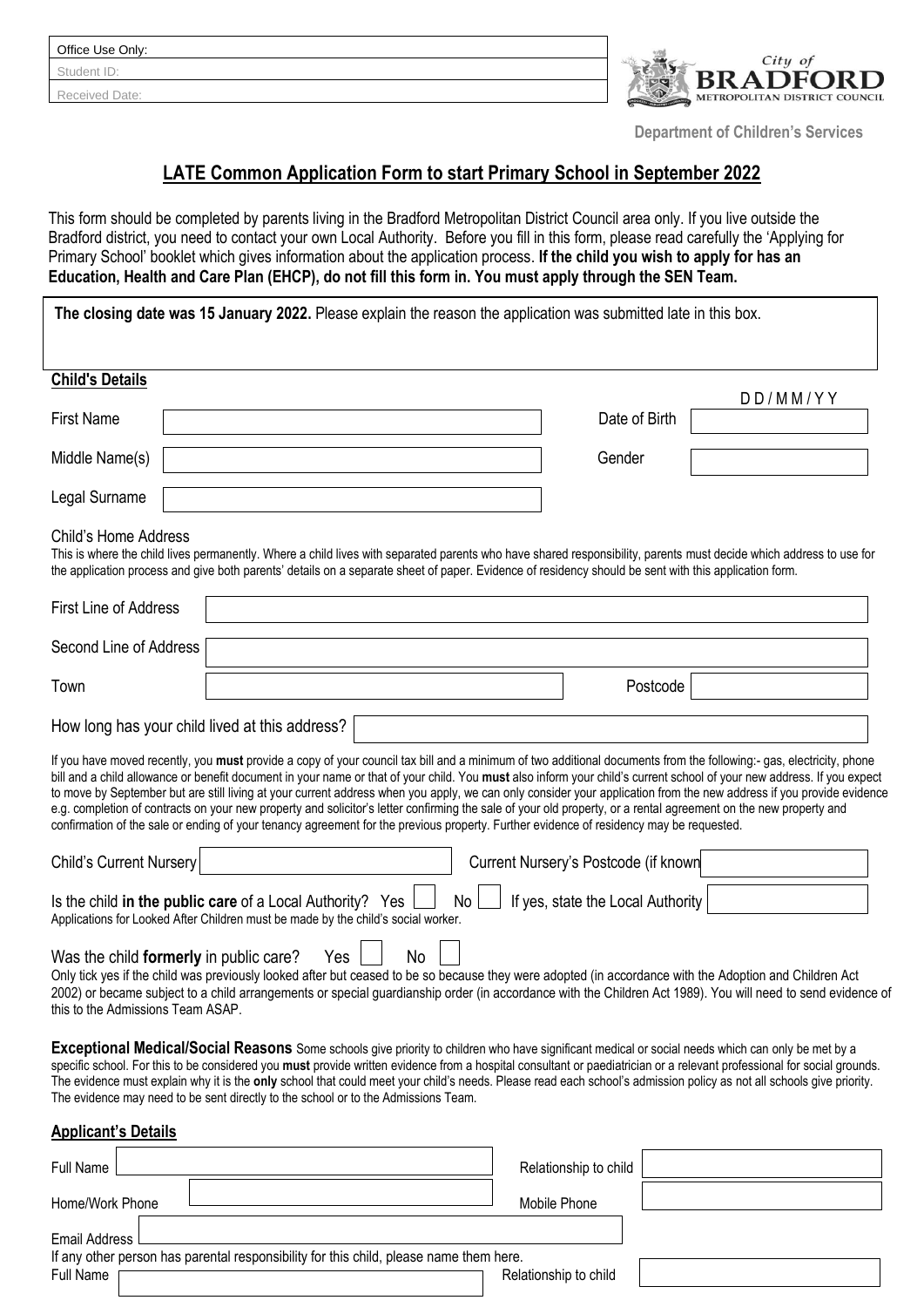Office Use Only:
Student ID:
Received Date:

City of BRADFORD METROPOLITAN DISTRICT COUNCIL

**Department of Children's Services**

# LATE Common Application Form to start Primary School in September 2022

This form should be completed by parents living in the Bradford Metropolitan District Council area only. If you live outside the Bradford district, you need to contact your own Local Authority. Before you fill in this form, please read carefully the 'Applying for Primary School' booklet which gives information about the application process. **If the child you wish to apply for has an Education, Health and Care Plan (EHCP), do not fill this form in. You must apply through the SEN Team.**

**The closing date was 15 January 2022.** Please explain the reason the application was submitted late in this box.

## Child's Details

First Name ____________________ Date of Birth (DD/MM/YY) ____________________

Middle Name(s) ____________________ Gender ____________________

Legal Surname ____________________

Child's Home Address

This is where the child lives permanently. Where a child lives with separated parents who have shared responsibility, parents must decide which address to use for the application process and give both parents' details on a separate sheet of paper. Evidence of residency should be sent with this application form.

First Line of Address ____________________

Second Line of Address ____________________

Town ____________________ Postcode ____________________

How long has your child lived at this address? ____________________

If you have moved recently, you **must** provide a copy of your council tax bill and a minimum of two additional documents from the following:- gas, electricity, phone bill and a child allowance or benefit document in your name or that of your child. You **must** also inform your child's current school of your new address. If you expect to move by September but are still living at your current address when you apply, we can only consider your application from the new address if you provide evidence e.g. completion of contracts on your new property and solicitor's letter confirming the sale of your old property, or a rental agreement on the new property and confirmation of the sale or ending of your tenancy agreement for the previous property. Further evidence of residency may be requested.

Child's Current Nursery ____________________ Current Nursery's Postcode (if known) ____________________

Is the child **in the public care** of a Local Authority? Yes ☐ No ☐ If yes, state the Local Authority ____________________

Applications for Looked After Children must be made by the child's social worker.

Was the child **formerly** in public care? Yes ☐ No ☐

Only tick yes if the child was previously looked after but ceased to be so because they were adopted (in accordance with the Adoption and Children Act 2002) or became subject to a child arrangements or special guardianship order (in accordance with the Children Act 1989). You will need to send evidence of this to the Admissions Team ASAP.

**Exceptional Medical/Social Reasons** Some schools give priority to children who have significant medical or social needs which can only be met by a specific school. For this to be considered you **must** provide written evidence from a hospital consultant or paediatrician or a relevant professional for social grounds. The evidence must explain why it is the **only** school that could meet your child's needs. Please read each school's admission policy as not all schools give priority. The evidence may need to be sent directly to the school or to the Admissions Team.

## Applicant's Details

Full Name ____________________ Relationship to child ____________________

Home/Work Phone ____________________ Mobile Phone ____________________

Email Address ____________________

If any other person has parental responsibility for this child, please name them here.

Full Name ____________________ Relationship to child ____________________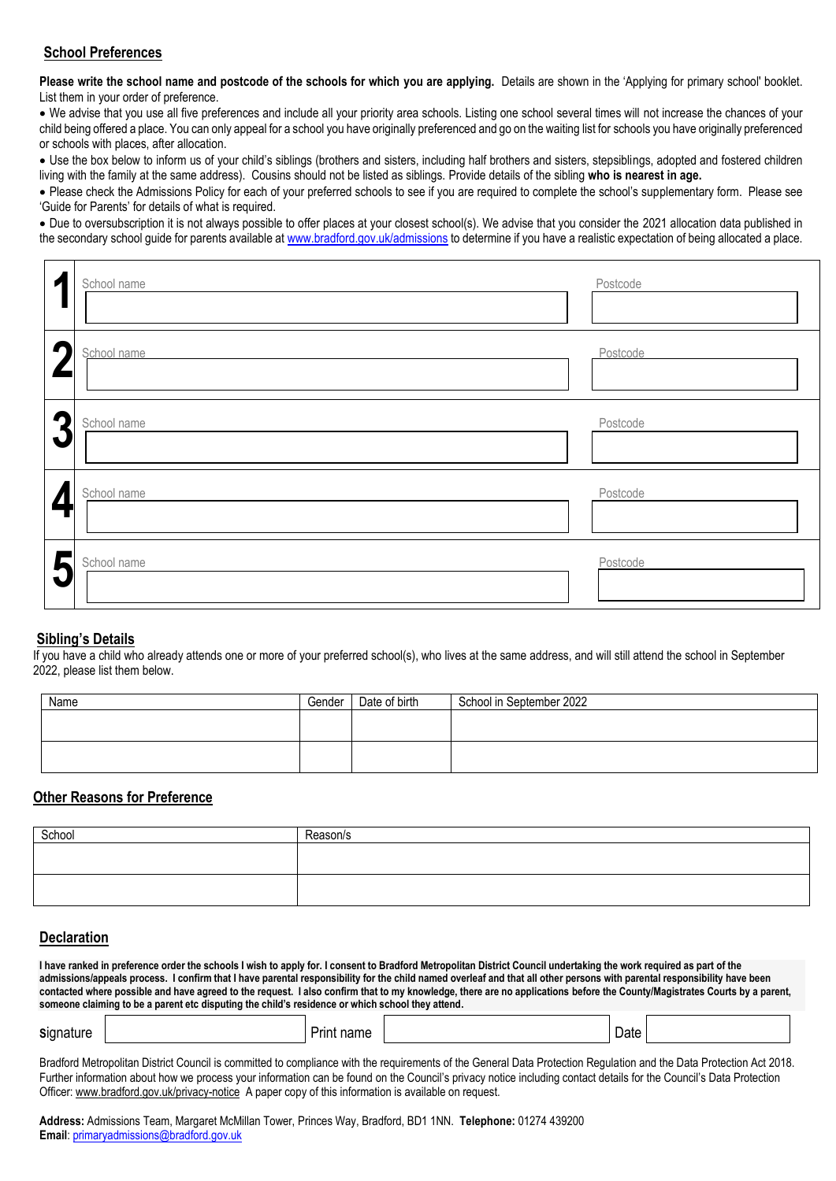## School Preferences

**Please write the school name and postcode of the schools for which you are applying.** Details are shown in the 'Applying for primary school' booklet. List them in your order of preference.

- We advise that you use all five preferences and include all your priority area schools. Listing one school several times will not increase the chances of your child being offered a place. You can only appeal for a school you have originally preferenced and go on the waiting list for schools you have originally preferenced or schools with places, after allocation.
- Use the box below to inform us of your child's siblings (brothers and sisters, including half brothers and sisters, stepsiblings, adopted and fostered children living with the family at the same address). Cousins should not be listed as siblings. Provide details of the sibling **who is nearest in age.**
- Please check the Admissions Policy for each of your preferred schools to see if you are required to complete the school's supplementary form. Please see 'Guide for Parents' for details of what is required.
- Due to oversubscription it is not always possible to offer places at your closest school(s). We advise that you consider the 2021 allocation data published in the secondary school guide for parents available at www.bradford.gov.uk/admissions to determine if you have a realistic expectation of being allocated a place.

| | School name | Postcode |
|---|---|---|
| **1** | | |
| **2** | | |
| **3** | | |
| **4** | | |
| **5** | | |

## Sibling's Details

If you have a child who already attends one or more of your preferred school(s), who lives at the same address, and will still attend the school in September 2022, please list them below.

| Name | Gender | Date of birth | School in September 2022 |
|---|---|---|---|
| | | | |
| | | | |

## Other Reasons for Preference

| School | Reason/s |
|---|---|
| | |
| | |

## Declaration

**I have ranked in preference order the schools I wish to apply for. I consent to Bradford Metropolitan District Council undertaking the work required as part of the admissions/appeals process. I confirm that I have parental responsibility for the child named overleaf and that all other persons with parental responsibility have been contacted where possible and have agreed to the request. I also confirm that to my knowledge, there are no applications before the County/Magistrates Courts by a parent, someone claiming to be a parent etc disputing the child's residence or which school they attend.**

| Signature | | Print name | | Date | |
|---|---|---|---|---|---|

Bradford Metropolitan District Council is committed to compliance with the requirements of the General Data Protection Regulation and the Data Protection Act 2018. Further information about how we process your information can be found on the Council's privacy notice including contact details for the Council's Data Protection Officer: www.bradford.gov.uk/privacy-notice A paper copy of this information is available on request.

**Address:** Admissions Team, Margaret McMillan Tower, Princes Way, Bradford, BD1 1NN. **Telephone:** 01274 439200
**Email**: primaryadmissions@bradford.gov.uk